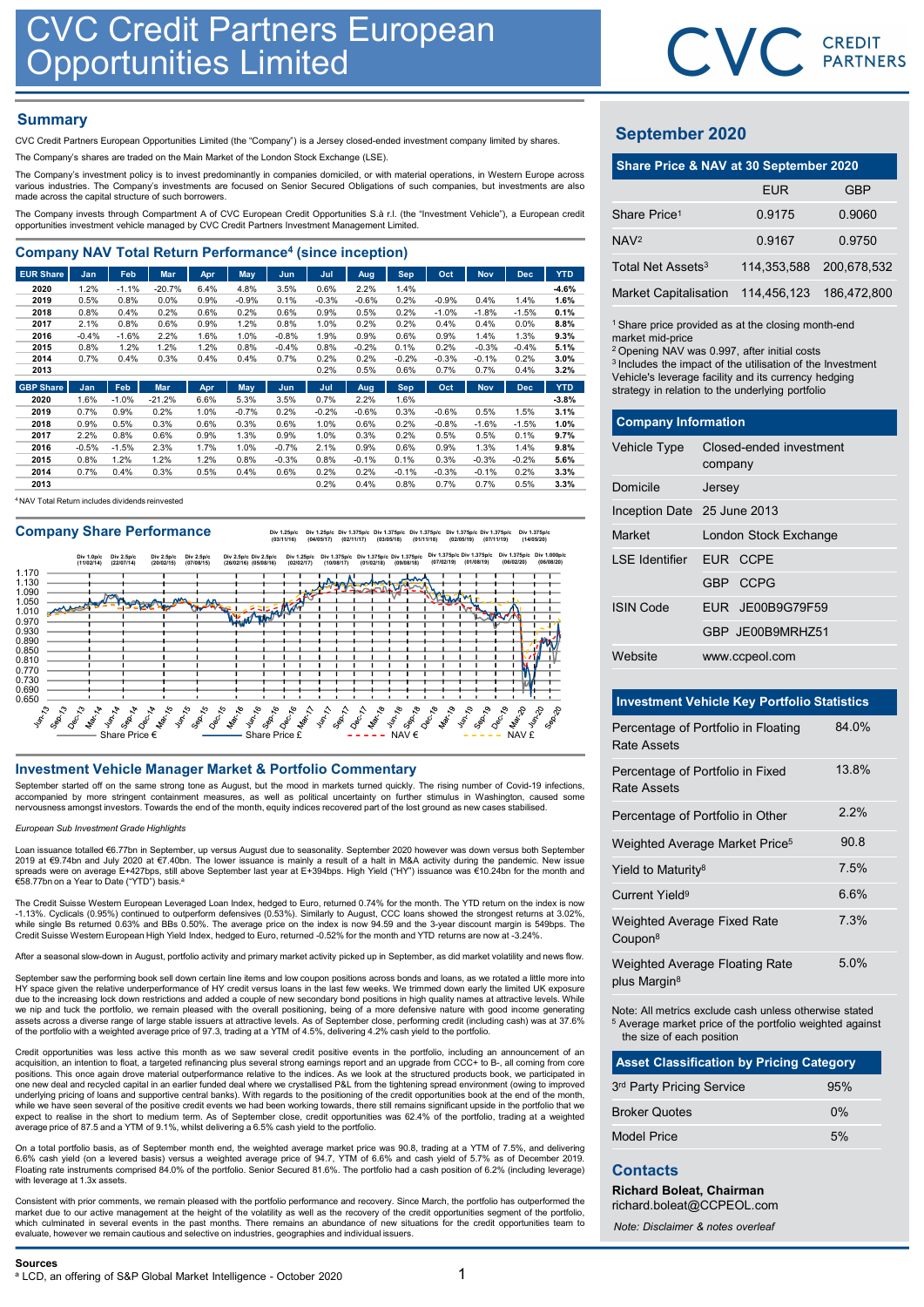# CVC Credit Partners European Opportunities Limited

CVC CREDIT PARTNERS

## Summary

CVC Credit Partners European Opportunities Limited (the "Company") is a Jersey closed-ended investment company limited by shares.

The Company's shares are traded on the Main Market of the London Stock Exchange (LSE).

The Company's investment policy is to invest predominantly in companies domiciled, or with material operations, in Western Europe across various industries. The Company's investments are focused on Senior Secured Obligations of such companies, but investments are also made across the capital structure of such borrowers.

The Company invests through Compartment A of CVC European Credit Opportunities S.à r.l. (the "Investment Vehicle"), a European credit opportunities investment vehicle managed by CVC Credit Partners Investment Management Limited.

## Company NAV Total Return Performance[4] (since inception)

| EUR Share | Jan | Feb | Mar | Apr | May | Jun | Jul | Aug | Sep | Oct | Nov | Dec | YTD |
|---|---|---|---|---|---|---|---|---|---|---|---|---|---|
| 2020 | 1.2% | -1.1% | -20.7% | 6.4% | 4.8% | 3.5% | 0.6% | 2.2% | 1.4% | | | | -4.6% |
| 2019 | 0.5% | 0.8% | 0.0% | 0.9% | -0.9% | 0.1% | -0.3% | -0.6% | 0.2% | -0.9% | 0.4% | 1.4% | 1.6% |
| 2018 | 0.8% | 0.4% | 0.2% | 0.6% | 0.2% | 0.6% | 0.9% | 0.5% | 0.2% | -1.0% | -1.8% | -1.5% | 0.1% |
| 2017 | 2.1% | 0.8% | 0.6% | 0.9% | 1.2% | 0.8% | 1.0% | 0.2% | 0.2% | 0.4% | 0.4% | 0.0% | 8.8% |
| 2016 | -0.4% | -1.6% | 2.2% | 1.6% | 1.0% | -0.8% | 1.9% | 0.9% | 0.6% | 0.9% | 1.4% | 1.3% | 9.3% |
| 2015 | 0.8% | 1.2% | 1.2% | 1.2% | 0.8% | -0.4% | 0.8% | -0.2% | 0.1% | 0.2% | -0.3% | -0.4% | 5.1% |
| 2014 | 0.7% | 0.4% | 0.3% | 0.4% | 0.4% | 0.7% | 0.2% | 0.2% | -0.2% | -0.3% | -0.1% | 0.2% | 3.0% |
| 2013 | | | | | | | 0.2% | 0.5% | 0.6% | 0.7% | 0.7% | 0.4% | 3.2% |

| GBP Share | Jan | Feb | Mar | Apr | May | Jun | Jul | Aug | Sep | Oct | Nov | Dec | YTD |
|---|---|---|---|---|---|---|---|---|---|---|---|---|---|
| 2020 | 1.6% | -1.0% | -21.2% | 6.6% | 5.3% | 3.5% | 0.7% | 2.2% | 1.6% | | | | -3.8% |
| 2019 | 0.7% | 0.9% | 0.2% | 1.0% | -0.7% | 0.2% | -0.2% | -0.6% | 0.3% | -0.6% | 0.5% | 1.5% | 3.1% |
| 2018 | 0.9% | 0.5% | 0.3% | 0.6% | 0.3% | 0.6% | 1.0% | 0.6% | 0.2% | -0.8% | -1.6% | -1.5% | 1.0% |
| 2017 | 2.2% | 0.8% | 0.6% | 0.9% | 1.3% | 0.9% | 1.0% | 0.3% | 0.2% | 0.5% | 0.5% | 0.1% | 9.7% |
| 2016 | -0.5% | -1.5% | 2.3% | 1.7% | 1.0% | -0.7% | 2.1% | 0.9% | 0.6% | 0.9% | 1.3% | 1.4% | 9.8% |
| 2015 | 0.8% | 1.2% | 1.2% | 1.2% | 0.8% | -0.3% | 0.8% | -0.1% | 0.1% | 0.3% | -0.3% | -0.2% | 5.6% |
| 2014 | 0.7% | 0.4% | 0.3% | 0.5% | 0.4% | 0.6% | 0.2% | 0.2% | -0.1% | -0.3% | -0.1% | 0.2% | 3.3% |
| 2013 | | | | | | | 0.2% | 0.4% | 0.8% | 0.7% | 0.7% | 0.5% | 3.3% |

[4] NAV Total Return includes dividends reinvested

## Company Share Performance

Div 1.0p/c (11/02/14), Div 2.5p/c (22/07/14), Div 2.5p/c (20/02/15), Div 2.5p/c (07/08/15), Div 2.5p/c (26/02/16), Div 2.5p/c (05/08/16), Div 1.25p/c (03/11/16), Div 1.25p/c (02/02/17), Div 1.25p/c (04/05/17), Div 1.375p/c (10/08/17), Div 1.375p/c (02/11/17), Div 1.375p/c (01/02/18), Div 1.375p/c (03/05/18), Div 1.375p/c (09/08/18), Div 1.375p/c (01/11/18), Div 1.375p/c (07/02/19), Div 1.375p/c (02/05/19), Div 1.375p/c (01/08/19), Div 1.375p/c (07/11/19), Div 1.375p/c (06/02/20), Div 1.375p/c (14/05/20), Div 1.000p/c (06/08/20)

Legend: Share Price €, Share Price £, NAV €, NAV £

## Investment Vehicle Manager Market & Portfolio Commentary

September started off on the same strong tone as August, but the mood in markets turned quickly. The rising number of Covid-19 infections, accompanied by more stringent containment measures, as well as political uncertainty on further stimulus in Washington, caused some nervousness amongst investors. Towards the end of the month, equity indices recovered part of the lost ground as new cases stabilised.

*European Sub Investment Grade Highlights*

Loan issuance totalled €6.77bn in September, up versus August due to seasonality. September 2020 however was down versus both September 2019 at €9.74bn and July 2020 at €7.40bn. The lower issuance is mainly a result of a halt in M&A activity during the pandemic. New issue spreads were on average E+427bps, still above September last year at E+394bps. High Yield ("HY") issuance was €10.24bn for the month and €58.77bn on a Year to Date ("YTD") basis.[a]

The Credit Suisse Western European Leveraged Loan Index, hedged to Euro, returned 0.74% for the month. The YTD return on the index is now -1.13%. Cyclicals (0.95%) continued to outperform defensives (0.53%). Similarly to August, CCC loans showed the strongest returns at 3.02%, while single Bs returned 0.63% and BBs 0.50%. The average price on the index is now 94.59 and the 3-year discount margin is 549bps. The Credit Suisse Western European High Yield Index, hedged to Euro, returned -0.52% for the month and YTD returns are now at -3.24%.

After a seasonal slow-down in August, portfolio activity and primary market activity picked up in September, as did market volatility and news flow.

September saw the performing book sell down certain line items and low coupon positions across bonds and loans, as we rotated a little more into HY space given the relative underperformance of HY credit versus loans in the last few weeks. We trimmed down early the limited UK exposure due to the increasing lock down restrictions and added a couple of new secondary bond positions in high quality names at attractive levels. While we nip and tuck the portfolio, we remain pleased with the overall positioning, being of a more defensive nature with good income generating assets across a diverse range of large stable issuers at attractive levels. As of September close, performing credit (including cash) was at 37.6% of the portfolio with a weighted average price of 97.3, trading at a YTM of 4.5%, delivering 4.2% cash yield to the portfolio.

Credit opportunities was less active this month as we saw several credit positive events in the portfolio, including an announcement of an acquisition, an intention to float, a targeted refinancing plus several strong earnings report and an upgrade from CCC+ to B-, all coming from core positions. This once again drove material outperformance relative to the indices. As we look at the structured products book, we participated in one new deal and recycled capital in an earlier funded deal where we crystallised P&L from the tightening spread environment (owing to improved underlying pricing of loans and supportive central banks). With regards to the positioning of the credit opportunities book at the end of the month, while we have seen several of the positive credit events we had been working towards, there still remains significant upside in the portfolio that we expect to realise in the short to medium term. As of September close, credit opportunities was 62.4% of the portfolio, trading at a weighted average price of 87.5 and a YTM of 9.1%, whilst delivering a 6.5% cash yield to the portfolio.

On a total portfolio basis, as of September month end, the weighted average market price was 90.8, trading at a YTM of 7.5%, and delivering 6.6% cash yield (on a levered basis) versus a weighted average price of 94.7, YTM of 6.6% and cash yield of 5.7% as of December 2019. Floating rate instruments comprised 84.0% of the portfolio. Senior Secured 81.6%. The portfolio had a cash position of 6.2% (including leverage) with leverage at 1.3x assets.

Consistent with prior comments, we remain pleased with the portfolio performance and recovery. Since March, the portfolio has outperformed the market due to our active management at the height of the volatility as well as the recovery of the credit opportunities segment of the portfolio, which culminated in several events in the past months. There remains an abundance of new situations for the credit opportunities team to evaluate, however we remain cautious and selective on industries, geographies and individual issuers.

## September 2020

### Share Price & NAV at 30 September 2020

| | EUR | GBP |
|---|---|---|
| Share Price[1] | 0.9175 | 0.9060 |
| NAV[2] | 0.9167 | 0.9750 |
| Total Net Assets[3] | 114,353,588 | 200,678,532 |
| Market Capitalisation | 114,456,123 | 186,472,800 |

[1] Share price provided as at the closing month-end market mid-price
[2] Opening NAV was 0.997, after initial costs
[3] Includes the impact of the utilisation of the Investment Vehicle's leverage facility and its currency hedging strategy in relation to the underlying portfolio

### Company Information

| | |
|---|---|
| Vehicle Type | Closed-ended investment company |
| Domicile | Jersey |
| Inception Date | 25 June 2013 |
| Market | London Stock Exchange |
| LSE Identifier | EUR CCPE |
| | GBP CCPG |
| ISIN Code | EUR JE00B9G79F59 |
| | GBP JE00B9MRHZ51 |
| Website | www.ccpeol.com |

### Investment Vehicle Key Portfolio Statistics

| | |
|---|---|
| Percentage of Portfolio in Floating Rate Assets | 84.0% |
| Percentage of Portfolio in Fixed Rate Assets | 13.8% |
| Percentage of Portfolio in Other | 2.2% |
| Weighted Average Market Price[5] | 90.8 |
| Yield to Maturity[6] | 7.5% |
| Current Yield[9] | 6.6% |
| Weighted Average Fixed Rate Coupon[8] | 7.3% |
| Weighted Average Floating Rate plus Margin[8] | 5.0% |

Note: All metrics exclude cash unless otherwise stated
[5] Average market price of the portfolio weighted against the size of each position

### Asset Classification by Pricing Category

| | |
|---|---|
| 3rd Party Pricing Service | 95% |
| Broker Quotes | 0% |
| Model Price | 5% |

### Contacts

**Richard Boleat, Chairman**
richard.boleat@CCPEOL.com

*Note: Disclaimer & notes overleaf*

**Sources**
[a] LCD, an offering of S&P Global Market Intelligence - October 2020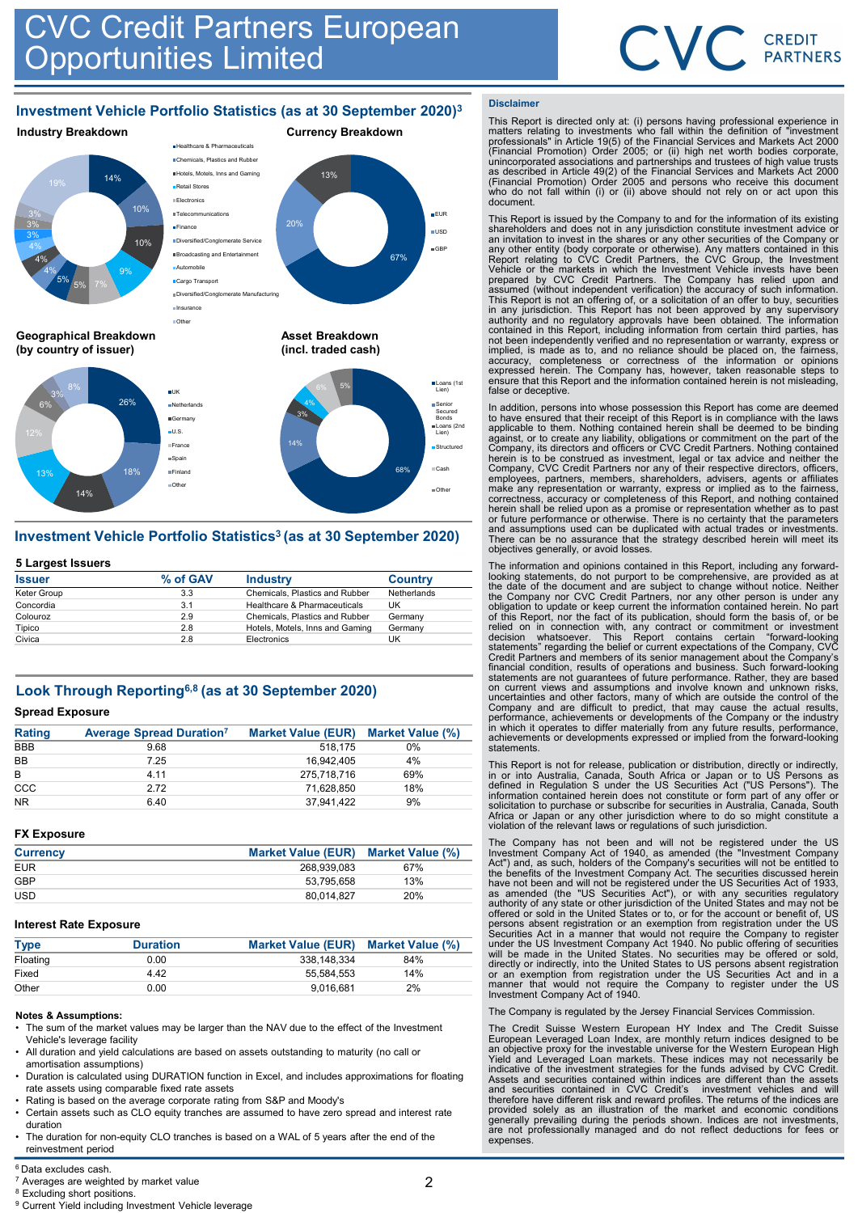# CVC Credit Partners European Opportunities Limited

CVC CREDIT PARTNERS

## Investment Vehicle Portfolio Statistics (as at 30 September 2020)[3]

### Industry Breakdown

14%
10%
10%
9%
7%
5%
5%
4%
4%
4%
3%
3%
3%
19%

Healthcare & Pharmaceuticals
Chemicals, Plastics and Rubber
Hotels, Motels, Inns and Gaming
Retail Stores
Electronics
Telecommunications
Finance
Diversified/Conglomerate Service
Broadcasting and Entertainment
Automobile
Cargo Transport
Diversified/Conglomerate Manufacturing
Insurance
Other

### Currency Breakdown

67%
20%
13%

EUR
USD
GBP

### Geographical Breakdown (by country of issuer)

26%
18%
14%
13%
12%
6%
3%
8%

UK
Netherlands
Germany
U.S.
France
Spain
Finland
Other

### Asset Breakdown (incl. traded cash)

68%
14%
3%
4%
6%
5%

Loans (1st Lien)
Senior Secured Bonds
Loans (2nd Lien)
Structured
Cash
Other

## Investment Vehicle Portfolio Statistics[3] (as at 30 September 2020)

### 5 Largest Issuers

| Issuer | % of GAV | Industry | Country |
|---|---|---|---|
| Keter Group | 3.3 | Chemicals, Plastics and Rubber | Netherlands |
| Concordia | 3.1 | Healthcare & Pharmaceuticals | UK |
| Colouroz | 2.9 | Chemicals, Plastics and Rubber | Germany |
| Tipico | 2.8 | Hotels, Motels, Inns and Gaming | Germany |
| Civica | 2.8 | Electronics | UK |

## Look Through Reporting[6,8] (as at 30 September 2020)

### Spread Exposure

| Rating | Average Spread Duration[7] | Market Value (EUR) | Market Value (%) |
|---|---|---|---|
| BBB | 9.68 | 518,175 | 0% |
| BB | 7.25 | 16,942,405 | 4% |
| B | 4.11 | 275,718,716 | 69% |
| CCC | 2.72 | 71,628,850 | 18% |
| NR | 6.40 | 37,941,422 | 9% |

### FX Exposure

| Currency | Market Value (EUR) | Market Value (%) |
|---|---|---|
| EUR | 268,939,083 | 67% |
| GBP | 53,795,658 | 13% |
| USD | 80,014,827 | 20% |

### Interest Rate Exposure

| Type | Duration | Market Value (EUR) | Market Value (%) |
|---|---|---|---|
| Floating | 0.00 | 338,148,334 | 84% |
| Fixed | 4.42 | 55,584,553 | 14% |
| Other | 0.00 | 9,016,681 | 2% |

**Notes & Assumptions:**

- The sum of the market values may be larger than the NAV due to the effect of the Investment Vehicle's leverage facility
- All duration and yield calculations are based on assets outstanding to maturity (no call or amortisation assumptions)
- Duration is calculated using DURATION function in Excel, and includes approximations for floating rate assets using comparable fixed rate assets
- Rating is based on the average corporate rating from S&P and Moody's
- Certain assets such as CLO equity tranches are assumed to have zero spread and interest rate duration
- The duration for non-equity CLO tranches is based on a WAL of 5 years after the end of the reinvestment period

### Disclaimer

This Report is directed only at: (i) persons having professional experience in matters relating to investments who fall within the definition of "investment professionals" in Article 19(5) of the Financial Services and Markets Act 2000 (Financial Promotion) Order 2005; or (ii) high net worth bodies corporate, unincorporated associations and partnerships and trustees of high value trusts as described in Article 49(2) of the Financial Services and Markets Act 2000 (Financial Promotion) Order 2005 and persons who receive this document who do not fall within (i) or (ii) above should not rely on or act upon this document.

This Report is issued by the Company to and for the information of its existing shareholders and does not in any jurisdiction constitute investment advice or an invitation to invest in the shares or any other securities of the Company or any other entity (body corporate or otherwise). Any matters contained in this Report relating to CVC Credit Partners, the CVC Group, the Investment Vehicle or the markets in which the Investment Vehicle invests have been prepared by CVC Credit Partners. The Company has relied upon and assumed (without independent verification) the accuracy of such information. This Report is not an offering of, or a solicitation of an offer to buy, securities in any jurisdiction. This Report has not been approved by any supervisory authority and no regulatory approvals have been obtained. The information contained in this Report, including information from certain third parties, has not been independently verified and no representation or warranty, express or implied, is made as to, and no reliance should be placed on, the fairness, accuracy, completeness or correctness of the information or opinions expressed herein. The Company has, however, taken reasonable steps to ensure that this Report and the information contained herein is not misleading, false or deceptive.

In addition, persons into whose possession this Report has come are deemed to have ensured that their receipt of this Report is in compliance with the laws applicable to them. Nothing contained herein shall be deemed to be binding against, or to create any liability, obligations or commitment on the part of the Company, its directors and officers or CVC Credit Partners. Nothing contained herein is to be construed as investment, legal or tax advice and neither the Company, CVC Credit Partners nor any of their respective directors, officers, employees, partners, members, shareholders, advisers, agents or affiliates make any representation or warranty, express or implied as to the fairness, correctness, accuracy or completeness of this Report, and nothing contained herein shall be relied upon as a promise or representation whether as to past or future performance or otherwise. There is no certainty that the parameters and assumptions used can be duplicated with actual trades or investments. There can be no assurance that the strategy described herein will meet its objectives generally, or avoid losses.

The information and opinions contained in this Report, including any forward-looking statements, do not purport to be comprehensive, are provided as at the date of the document and are subject to change without notice. Neither the Company nor CVC Credit Partners, nor any other person is under any obligation to update or keep current the information contained herein. No part of this Report, nor the fact of its publication, should form the basis of, or be relied on in connection with, any contract or commitment or investment decision whatsoever. This Report contains certain "forward-looking statements" regarding the belief or current expectations of the Company, CVC Credit Partners and members of its senior management about the Company's financial condition, results of operations and business. Such forward-looking statements are not guarantees of future performance. Rather, they are based on current views and assumptions and involve known and unknown risks, uncertainties and other factors, many of which are outside the control of the Company and are difficult to predict, that may cause the actual results, performance, achievements or developments of the Company or the industry in which it operates to differ materially from any future results, performance, achievements or developments expressed or implied from the forward-looking statements.

This Report is not for release, publication or distribution, directly or indirectly, in or into Australia, Canada, South Africa or Japan or to US Persons as defined in Regulation S under the US Securities Act ("US Persons"). The information contained herein does not constitute or form part of any offer or solicitation to purchase or subscribe for securities in Australia, Canada, South Africa or Japan or any other jurisdiction where to do so might constitute a violation of the relevant laws or regulations of such jurisdiction.

The Company has not been and will not be registered under the US Investment Company Act of 1940, as amended (the "Investment Company Act") and, as such, holders of the Company's securities will not be entitled to the benefits of the Investment Company Act. The securities discussed herein have not been and will not be registered under the US Securities Act of 1933, as amended (the "US Securities Act"), or with any securities regulatory authority of any state or other jurisdiction of the United States and may not be offered or sold in the United States or to, or for the account or benefit of, US persons absent registration or an exemption from registration under the US Securities Act in a manner that would not require the Company to register under the US Investment Company Act 1940. No public offering of securities will be made in the United States. No securities may be offered or sold, directly or indirectly, into the United States to US persons absent registration or an exemption from registration under the US Securities Act and in a manner that would not require the Company to register under the US Investment Company Act of 1940.

The Company is regulated by the Jersey Financial Services Commission.

The Credit Suisse Western European HY Index and The Credit Suisse European Leveraged Loan Index, are monthly return indices designed to be an objective proxy for the investable universe for the Western European High Yield and Leveraged Loan markets. These indices may not necessarily be indicative of the investment strategies for the funds advised by CVC Credit. Assets and securities contained within indices are different than the assets and securities contained in CVC Credit's investment vehicles and will therefore have different risk and reward profiles. The returns of the indices are provided solely as an illustration of the market and economic conditions generally prevailing during the periods shown. Indices are not investments, are not professionally managed and do not reflect deductions for fees or expenses.

[6] Data excludes cash.
[7] Averages are weighted by market value
[8] Excluding short positions.
[9] Current Yield including Investment Vehicle leverage